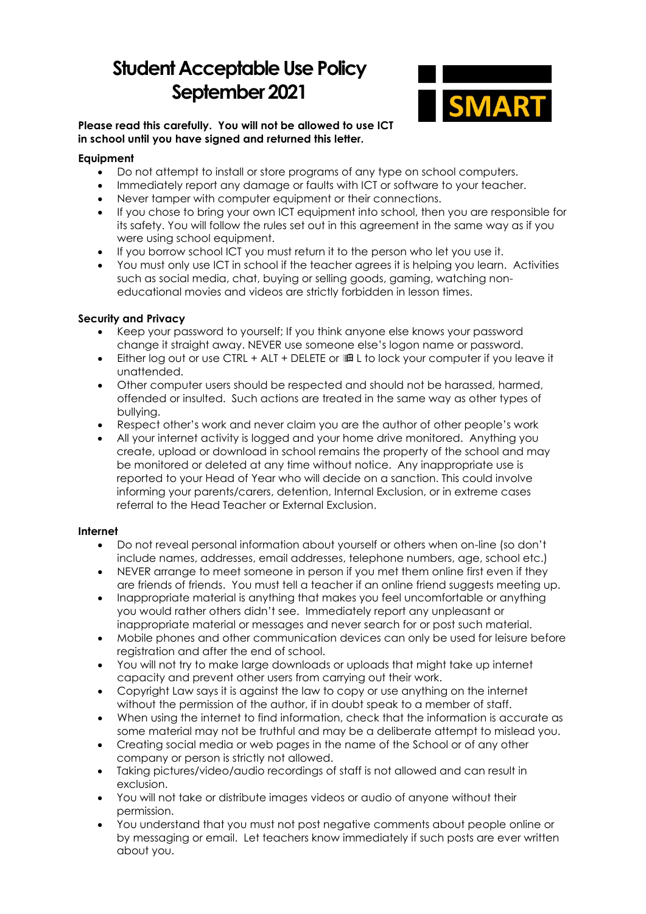# Student Acceptable Use Policy September 2021

SMART

**Please read this carefully. You will not be allowed to use ICT in school until you have signed and returned this letter.**

**Equipment**

- Do not attempt to install or store programs of any type on school computers.
- Immediately report any damage or faults with ICT or software to your teacher.
- Never tamper with computer equipment or their connections.
- If you chose to bring your own ICT equipment into school, then you are responsible for its safety. You will follow the rules set out in this agreement in the same way as if you were using school equipment.
- If you borrow school ICT you must return it to the person who let you use it.
- You must only use ICT in school if the teacher agrees it is helping you learn. Activities such as social media, chat, buying or selling goods, gaming, watching non-educational movies and videos are strictly forbidden in lesson times.

**Security and Privacy**

- Keep your password to yourself; If you think anyone else knows your password change it straight away. NEVER use someone else's logon name or password.
- Either log out or use CTRL + ALT + DELETE or ⊞ L to lock your computer if you leave it unattended.
- Other computer users should be respected and should not be harassed, harmed, offended or insulted. Such actions are treated in the same way as other types of bullying.
- Respect other's work and never claim you are the author of other people's work
- All your internet activity is logged and your home drive monitored. Anything you create, upload or download in school remains the property of the school and may be monitored or deleted at any time without notice. Any inappropriate use is reported to your Head of Year who will decide on a sanction. This could involve informing your parents/carers, detention, Internal Exclusion, or in extreme cases referral to the Head Teacher or External Exclusion.

**Internet**

- Do not reveal personal information about yourself or others when on-line (so don't include names, addresses, email addresses, telephone numbers, age, school etc.)
- NEVER arrange to meet someone in person if you met them online first even if they are friends of friends. You must tell a teacher if an online friend suggests meeting up.
- Inappropriate material is anything that makes you feel uncomfortable or anything you would rather others didn't see. Immediately report any unpleasant or inappropriate material or messages and never search for or post such material.
- Mobile phones and other communication devices can only be used for leisure before registration and after the end of school.
- You will not try to make large downloads or uploads that might take up internet capacity and prevent other users from carrying out their work.
- Copyright Law says it is against the law to copy or use anything on the internet without the permission of the author, if in doubt speak to a member of staff.
- When using the internet to find information, check that the information is accurate as some material may not be truthful and may be a deliberate attempt to mislead you.
- Creating social media or web pages in the name of the School or of any other company or person is strictly not allowed.
- Taking pictures/video/audio recordings of staff is not allowed and can result in exclusion.
- You will not take or distribute images videos or audio of anyone without their permission.
- You understand that you must not post negative comments about people online or by messaging or email. Let teachers know immediately if such posts are ever written about you.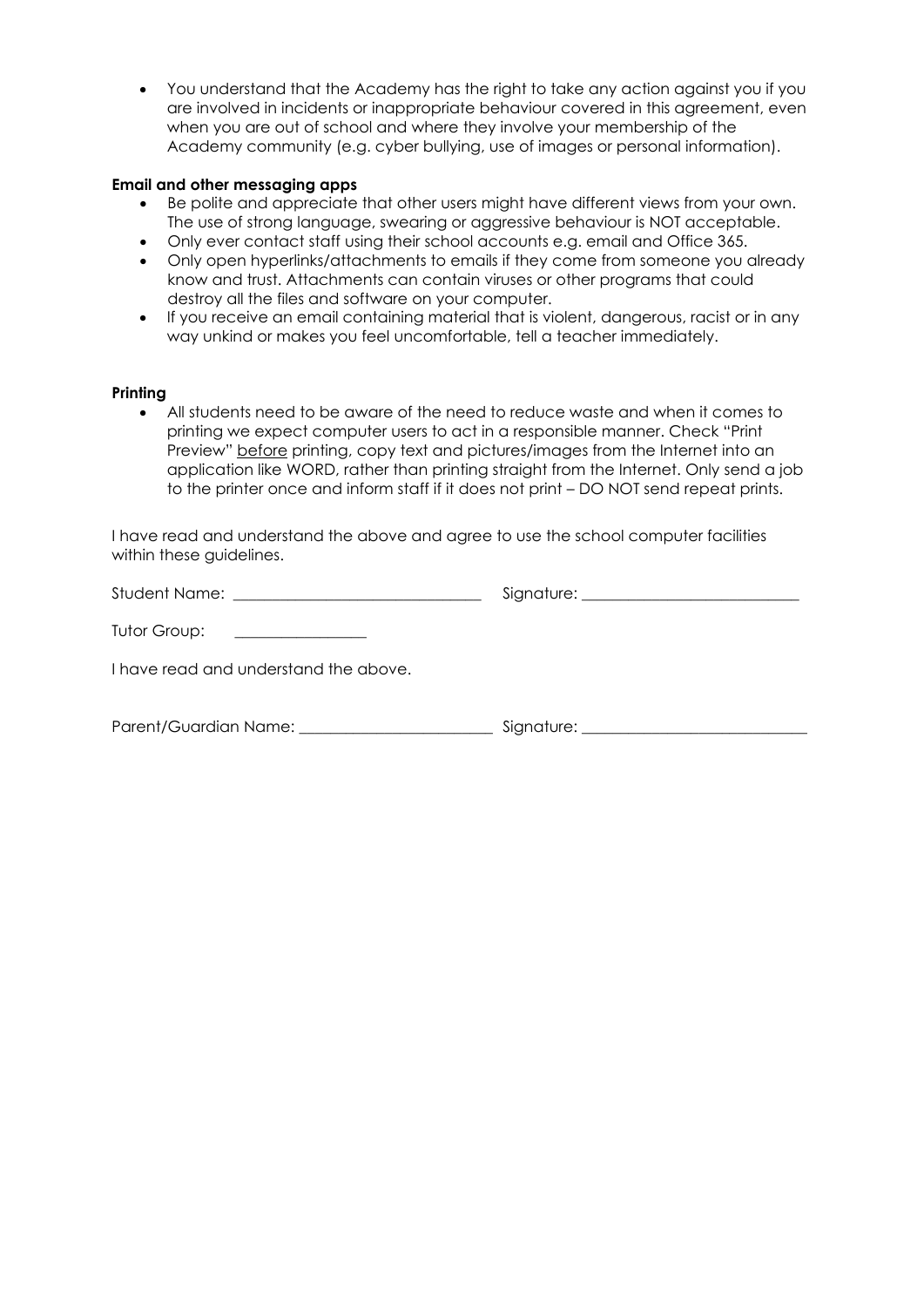- You understand that the Academy has the right to take any action against you if you are involved in incidents or inappropriate behaviour covered in this agreement, even when you are out of school and where they involve your membership of the Academy community (e.g. cyber bullying, use of images or personal information).

**Email and other messaging apps**

- Be polite and appreciate that other users might have different views from your own. The use of strong language, swearing or aggressive behaviour is NOT acceptable.
- Only ever contact staff using their school accounts e.g. email and Office 365.
- Only open hyperlinks/attachments to emails if they come from someone you already know and trust. Attachments can contain viruses or other programs that could destroy all the files and software on your computer.
- If you receive an email containing material that is violent, dangerous, racist or in any way unkind or makes you feel uncomfortable, tell a teacher immediately.

**Printing**

- All students need to be aware of the need to reduce waste and when it comes to printing we expect computer users to act in a responsible manner. Check "Print Preview" before printing, copy text and pictures/images from the Internet into an application like WORD, rather than printing straight from the Internet. Only send a job to the printer once and inform staff if it does not print – DO NOT send repeat prints.

I have read and understand the above and agree to use the school computer facilities within these guidelines.

Student Name: ______________________________ Signature: ___________________________

Tutor Group: ________________

I have read and understand the above.

Parent/Guardian Name: ________________________ Signature: ____________________________